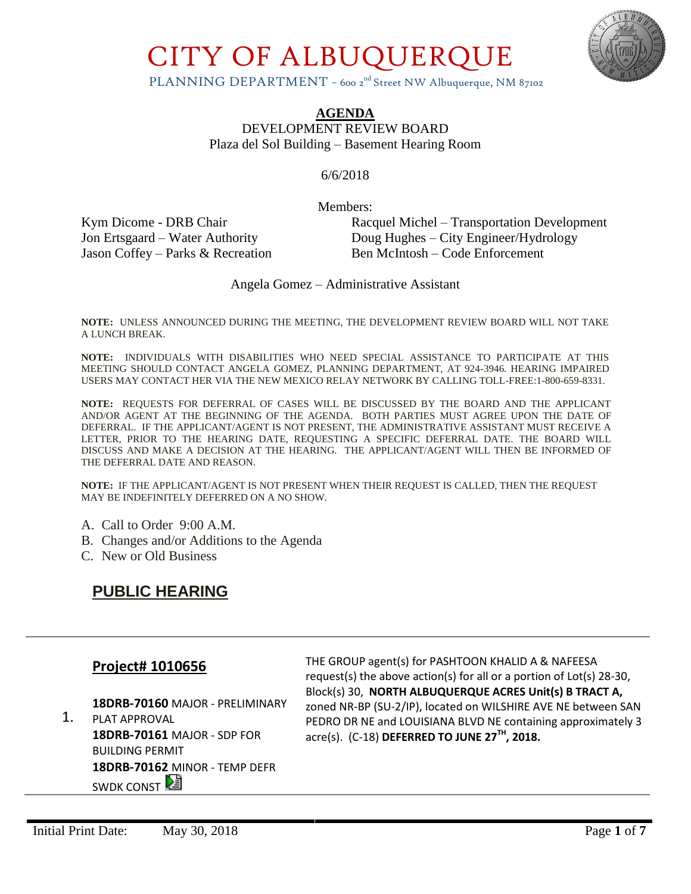# CITY OF ALBUQUERQUE

PLANNING DEPARTMENT – 600 2nd Street NW Albuquerque, NM 87102

## AGENDA

DEVELOPMENT REVIEW BOARD
Plaza del Sol Building – Basement Hearing Room

6/6/2018

Members:

| | |
|---|---|
| Kym Dicome - DRB Chair | Racquel Michel – Transportation Development |
| Jon Ertsgaard – Water Authority | Doug Hughes – City Engineer/Hydrology |
| Jason Coffey – Parks & Recreation | Ben McIntosh – Code Enforcement |

Angela Gomez – Administrative Assistant

**NOTE:** UNLESS ANNOUNCED DURING THE MEETING, THE DEVELOPMENT REVIEW BOARD WILL NOT TAKE A LUNCH BREAK.

**NOTE:** INDIVIDUALS WITH DISABILITIES WHO NEED SPECIAL ASSISTANCE TO PARTICIPATE AT THIS MEETING SHOULD CONTACT ANGELA GOMEZ, PLANNING DEPARTMENT, AT 924-3946. HEARING IMPAIRED USERS MAY CONTACT HER VIA THE NEW MEXICO RELAY NETWORK BY CALLING TOLL-FREE:1-800-659-8331.

**NOTE:** REQUESTS FOR DEFERRAL OF CASES WILL BE DISCUSSED BY THE BOARD AND THE APPLICANT AND/OR AGENT AT THE BEGINNING OF THE AGENDA. BOTH PARTIES MUST AGREE UPON THE DATE OF DEFERRAL. IF THE APPLICANT/AGENT IS NOT PRESENT, THE ADMINISTRATIVE ASSISTANT MUST RECEIVE A LETTER, PRIOR TO THE HEARING DATE, REQUESTING A SPECIFIC DEFERRAL DATE. THE BOARD WILL DISCUSS AND MAKE A DECISION AT THE HEARING. THE APPLICANT/AGENT WILL THEN BE INFORMED OF THE DEFERRAL DATE AND REASON.

**NOTE:** IF THE APPLICANT/AGENT IS NOT PRESENT WHEN THEIR REQUEST IS CALLED, THEN THE REQUEST MAY BE INDEFINITELY DEFERRED ON A NO SHOW.

A. Call to Order 9:00 A.M.
B. Changes and/or Additions to the Agenda
C. New or Old Business

## PUBLIC HEARING

1. **Project# 1010656**

   **18DRB-70160** MAJOR - PRELIMINARY PLAT APPROVAL
   **18DRB-70161** MAJOR - SDP FOR BUILDING PERMIT
   **18DRB-70162** MINOR - TEMP DEFR SWDK CONST

   THE GROUP agent(s) for PASHTOON KHALID A & NAFEESA request(s) the above action(s) for all or a portion of Lot(s) 28-30, Block(s) 30, **NORTH ALBUQUERQUE ACRES Unit(s) B TRACT A,** zoned NR-BP (SU-2/IP), located on WILSHIRE AVE NE between SAN PEDRO DR NE and LOUISIANA BLVD NE containing approximately 3 acre(s). (C-18) **DEFERRED TO JUNE 27TH, 2018.**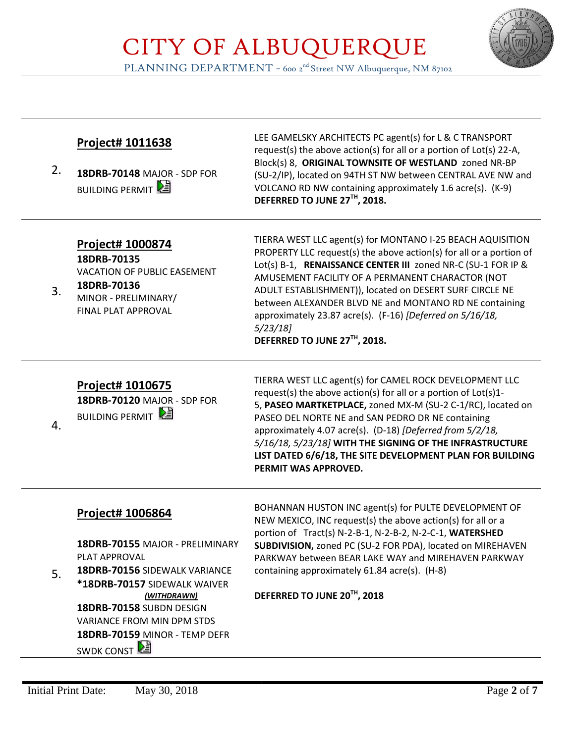| | | |
|---|---|---|
| 2. | **Project# 1011638**<br><br>**18DRB-70148** MAJOR - SDP FOR BUILDING PERMIT | LEE GAMELSKY ARCHITECTS PC agent(s) for L & C TRANSPORT request(s) the above action(s) for all or a portion of Lot(s) 22-A, Block(s) 8, **ORIGINAL TOWNSITE OF WESTLAND** zoned NR-BP (SU-2/IP), located on 94TH ST NW between CENTRAL AVE NW and VOLCANO RD NW containing approximately 1.6 acre(s). (K-9)<br>**DEFERRED TO JUNE 27TH, 2018.** |
| 3. | **Project# 1000874**<br>**18DRB-70135**<br>VACATION OF PUBLIC EASEMENT<br>**18DRB-70136**<br>MINOR - PRELIMINARY/ FINAL PLAT APPROVAL | TIERRA WEST LLC agent(s) for MONTANO I-25 BEACH AQUISITION PROPERTY LLC request(s) the above action(s) for all or a portion of Lot(s) B-1, **RENAISSANCE CENTER III** zoned NR-C (SU-1 FOR IP & AMUSEMENT FACILITY OF A PERMANENT CHARACTOR (NOT ADULT ESTABLISHMENT)), located on DESERT SURF CIRCLE NE between ALEXANDER BLVD NE and MONTANO RD NE containing approximately 23.87 acre(s). (F-16) *[Deferred on 5/16/18, 5/23/18]*<br>**DEFERRED TO JUNE 27TH, 2018.** |
| 4. | **Project# 1010675**<br>**18DRB-70120** MAJOR - SDP FOR BUILDING PERMIT | TIERRA WEST LLC agent(s) for CAMEL ROCK DEVELOPMENT LLC request(s) the above action(s) for all or a portion of Lot(s)1-5, **PASEO MARTKETPLACE,** zoned MX-M (SU-2 C-1/RC), located on PASEO DEL NORTE NE and SAN PEDRO DR NE containing approximately 4.07 acre(s). (D-18) *[Deferred from 5/2/18, 5/16/18, 5/23/18]* **WITH THE SIGNING OF THE INFRASTRUCTURE LIST DATED 6/6/18, THE SITE DEVELOPMENT PLAN FOR BUILDING PERMIT WAS APPROVED.** |
| 5. | **Project# 1006864**<br><br>**18DRB-70155** MAJOR - PRELIMINARY PLAT APPROVAL<br>**18DRB-70156** SIDEWALK VARIANCE<br>***18DRB-70157** SIDEWALK WAIVER ***(WITHDRAWN)***<br>**18DRB-70158** SUBDN DESIGN VARIANCE FROM MIN DPM STDS<br>**18DRB-70159** MINOR - TEMP DEFR SWDK CONST | BOHANNAN HUSTON INC agent(s) for PULTE DEVELOPMENT OF NEW MEXICO, INC request(s) the above action(s) for all or a portion of Tract(s) N-2-B-1, N-2-B-2, N-2-C-1, **WATERSHED SUBDIVISION,** zoned PC (SU-2 FOR PDA), located on MIREHAVEN PARKWAY between BEAR LAKE WAY and MIREHAVEN PARKWAY containing approximately 61.84 acre(s). (H-8)<br><br>**DEFERRED TO JUNE 20TH, 2018** |

Initial Print Date: May 30, 2018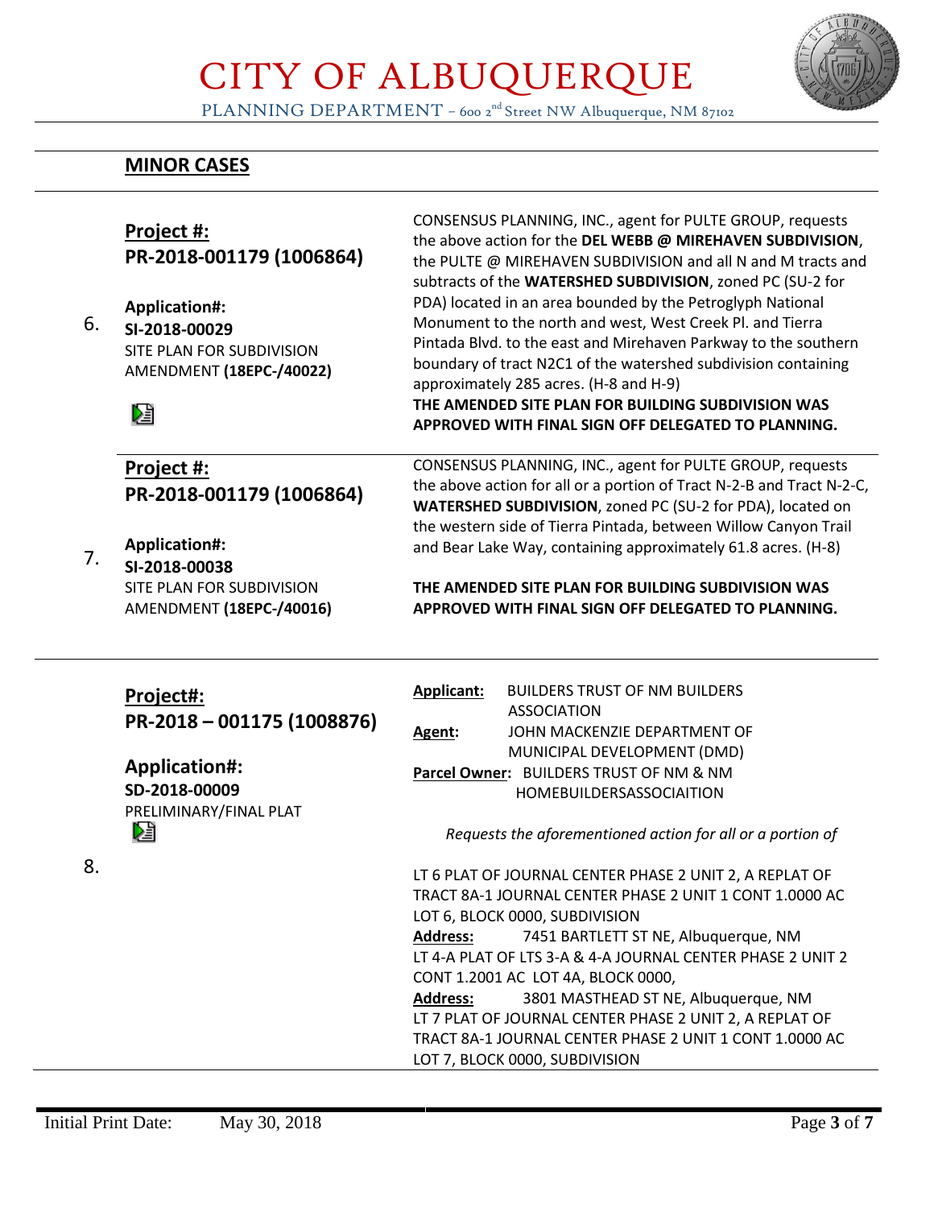# CITY OF ALBUQUERQUE

PLANNING DEPARTMENT – 600 2nd Street NW Albuquerque, NM 87102

## MINOR CASES

6.

**Project #:**
**PR-2018-001179 (1006864)**

**Application#:**
**SI-2018-00029**
SITE PLAN FOR SUBDIVISION AMENDMENT **(18EPC-/40022)**

CONSENSUS PLANNING, INC., agent for PULTE GROUP, requests the above action for the **DEL WEBB @ MIREHAVEN SUBDIVISION**, the PULTE @ MIREHAVEN SUBDIVISION and all N and M tracts and subtracts of the **WATERSHED SUBDIVISION**, zoned PC (SU-2 for PDA) located in an area bounded by the Petroglyph National Monument to the north and west, West Creek Pl. and Tierra Pintada Blvd. to the east and Mirehaven Parkway to the southern boundary of tract N2C1 of the watershed subdivision containing approximately 285 acres. (H-8 and H-9)

**THE AMENDED SITE PLAN FOR BUILDING SUBDIVISION WAS APPROVED WITH FINAL SIGN OFF DELEGATED TO PLANNING.**

7.

**Project #:**
**PR-2018-001179 (1006864)**

**Application#:**
**SI-2018-00038**
SITE PLAN FOR SUBDIVISION AMENDMENT **(18EPC-/40016)**

CONSENSUS PLANNING, INC., agent for PULTE GROUP, requests the above action for all or a portion of Tract N-2-B and Tract N-2-C, **WATERSHED SUBDIVISION**, zoned PC (SU-2 for PDA), located on the western side of Tierra Pintada, between Willow Canyon Trail and Bear Lake Way, containing approximately 61.8 acres. (H-8)

**THE AMENDED SITE PLAN FOR BUILDING SUBDIVISION WAS APPROVED WITH FINAL SIGN OFF DELEGATED TO PLANNING.**

8.

**Project#:**
**PR-2018 – 001175 (1008876)**

**Application#:**
**SD-2018-00009**
PRELIMINARY/FINAL PLAT

**Applicant:** BUILDERS TRUST OF NM BUILDERS ASSOCIATION
**Agent:** JOHN MACKENZIE DEPARTMENT OF MUNICIPAL DEVELOPMENT (DMD)
**Parcel Owner:** BUILDERS TRUST OF NM & NM HOMEBUILDERSASSOCIAITION

*Requests the aforementioned action for all or a portion of*

LT 6 PLAT OF JOURNAL CENTER PHASE 2 UNIT 2, A REPLAT OF TRACT 8A-1 JOURNAL CENTER PHASE 2 UNIT 1 CONT 1.0000 AC LOT 6, BLOCK 0000, SUBDIVISION
**Address:** 7451 BARTLETT ST NE, Albuquerque, NM
LT 4-A PLAT OF LTS 3-A & 4-A JOURNAL CENTER PHASE 2 UNIT 2 CONT 1.2001 AC LOT 4A, BLOCK 0000,
**Address:** 3801 MASTHEAD ST NE, Albuquerque, NM
LT 7 PLAT OF JOURNAL CENTER PHASE 2 UNIT 2, A REPLAT OF TRACT 8A-1 JOURNAL CENTER PHASE 2 UNIT 1 CONT 1.0000 AC LOT 7, BLOCK 0000, SUBDIVISION

Initial Print Date: May 30, 2018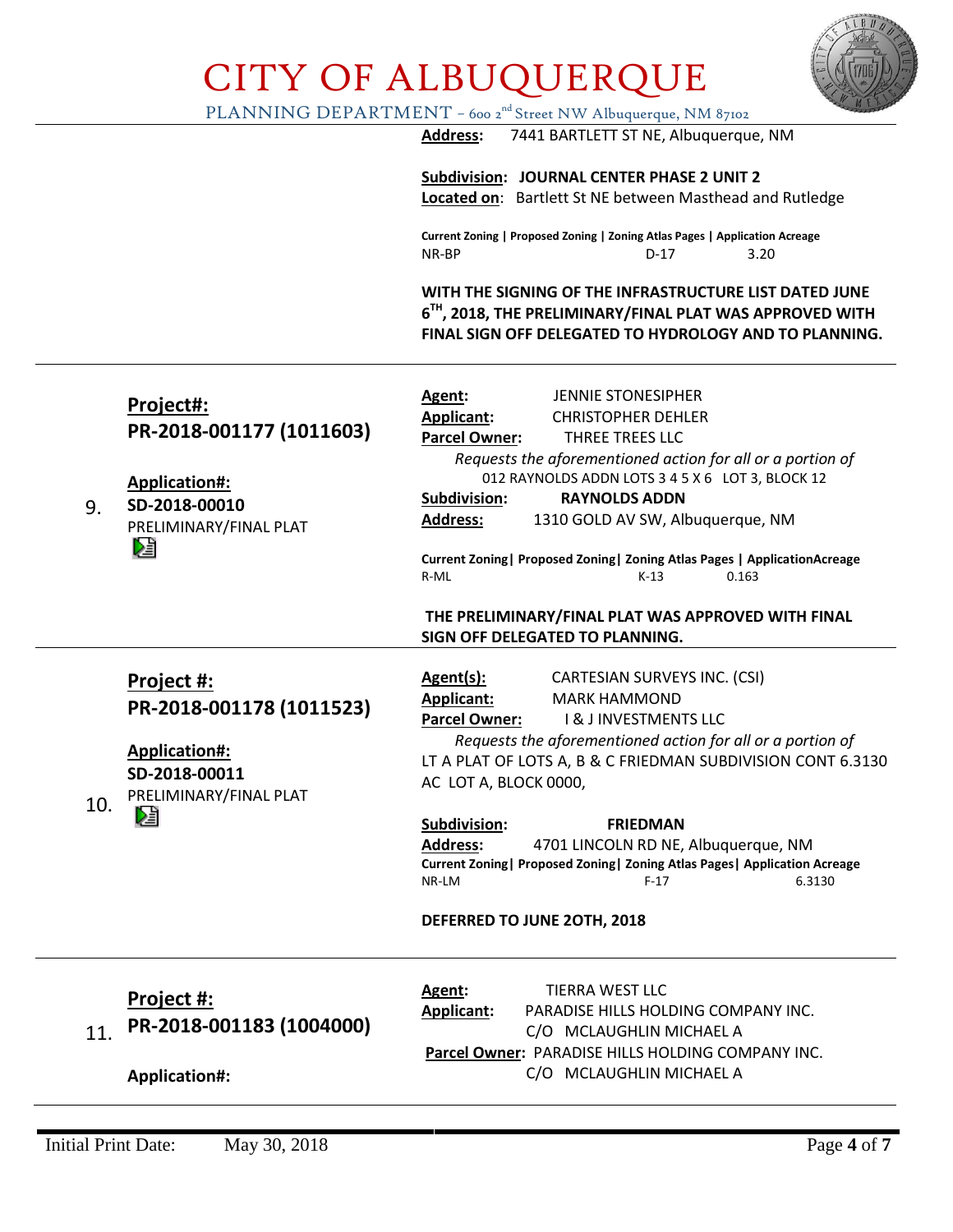**Address:** 7441 BARTLETT ST NE, Albuquerque, NM

**Subdivision: JOURNAL CENTER PHASE 2 UNIT 2**
**Located on**: Bartlett St NE between Masthead and Rutledge

| Current Zoning | Proposed Zoning | Zoning Atlas Pages | Application Acreage |
|---|---|---|---|
| NR-BP | | D-17 | 3.20 |

**WITH THE SIGNING OF THE INFRASTRUCTURE LIST DATED JUNE 6TH, 2018, THE PRELIMINARY/FINAL PLAT WAS APPROVED WITH FINAL SIGN OFF DELEGATED TO HYDROLOGY AND TO PLANNING.**

---

9. **Project#: PR-2018-001177 (1011603)**

**Application#: SD-2018-00010**
PRELIMINARY/FINAL PLAT

**Agent:** JENNIE STONESIPHER
**Applicant:** CHRISTOPHER DEHLER
**Parcel Owner:** THREE TREES LLC

*Requests the aforementioned action for all or a portion of*
012 RAYNOLDS ADDN LOTS 3 4 5 X 6 LOT 3, BLOCK 12

**Subdivision:** **RAYNOLDS ADDN**
**Address:** 1310 GOLD AV SW, Albuquerque, NM

| Current Zoning | Proposed Zoning | Zoning Atlas Pages | ApplicationAcreage |
|---|---|---|---|
| R-ML | | K-13 | 0.163 |

**THE PRELIMINARY/FINAL PLAT WAS APPROVED WITH FINAL SIGN OFF DELEGATED TO PLANNING.**

---

10. **Project #: PR-2018-001178 (1011523)**

**Application#: SD-2018-00011**
PRELIMINARY/FINAL PLAT

**Agent(s):** CARTESIAN SURVEYS INC. (CSI)
**Applicant:** MARK HAMMOND
**Parcel Owner:** I & J INVESTMENTS LLC

*Requests the aforementioned action for all or a portion of*
LT A PLAT OF LOTS A, B & C FRIEDMAN SUBDIVISION CONT 6.3130 AC LOT A, BLOCK 0000,

**Subdivision:** **FRIEDMAN**
**Address:** 4701 LINCOLN RD NE, Albuquerque, NM

| Current Zoning | Proposed Zoning | Zoning Atlas Pages | Application Acreage |
|---|---|---|---|
| NR-LM | | F-17 | 6.3130 |

**DEFERRED TO JUNE 2OTH, 2018**

---

11. **Project #: PR-2018-001183 (1004000)**

**Application#:**

**Agent:** TIERRA WEST LLC
**Applicant:** PARADISE HILLS HOLDING COMPANY INC. C/O MCLAUGHLIN MICHAEL A
**Parcel Owner:** PARADISE HILLS HOLDING COMPANY INC. C/O MCLAUGHLIN MICHAEL A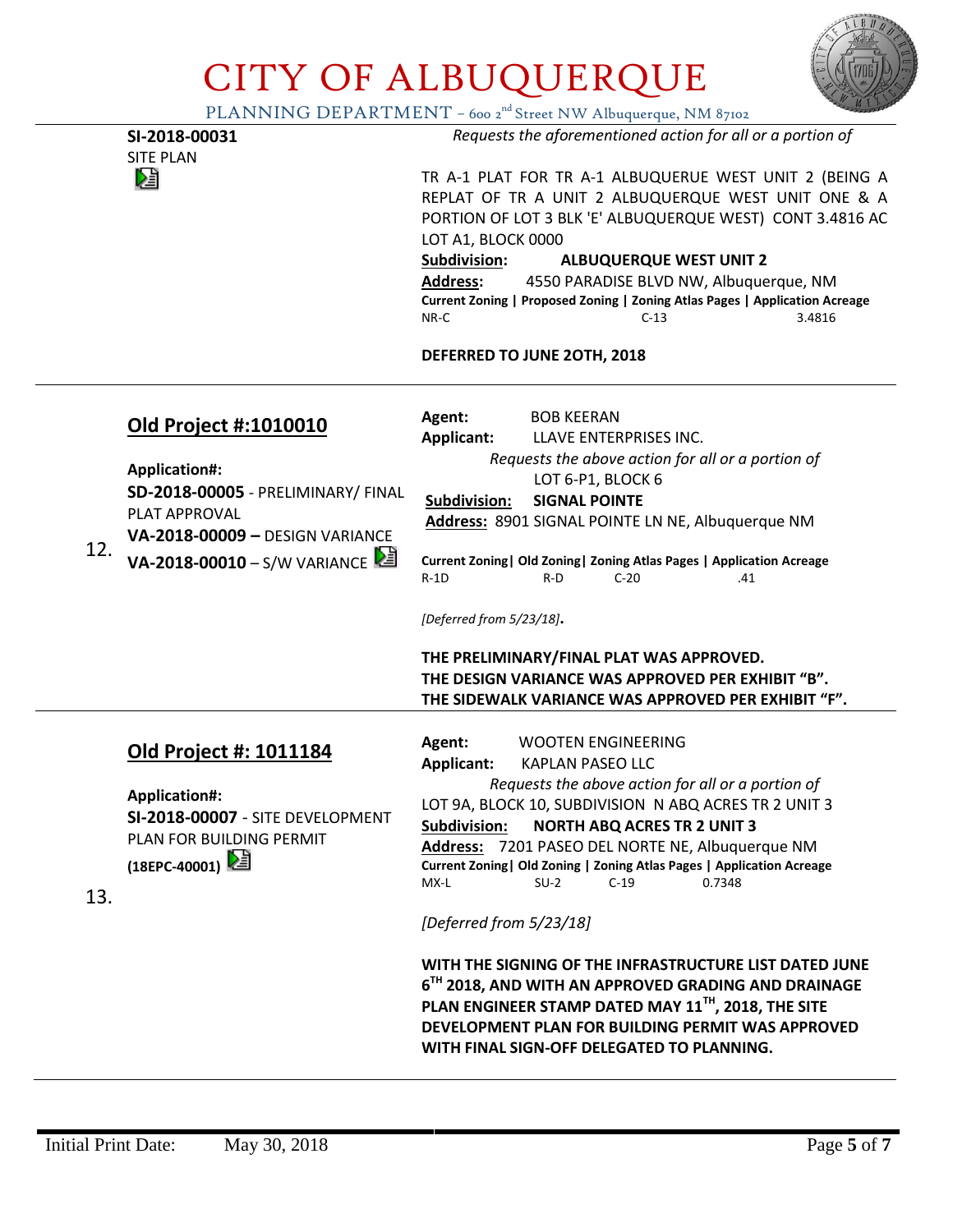# CITY OF ALBUQUERQUE

PLANNING DEPARTMENT – 600 2nd Street NW Albuquerque, NM 87102

**SI-2018-00031**
SITE PLAN

*Requests the aforementioned action for all or a portion of*

TR A-1 PLAT FOR TR A-1 ALBUQUERUE WEST UNIT 2 (BEING A REPLAT OF TR A UNIT 2 ALBUQUERQUE WEST UNIT ONE & A PORTION OF LOT 3 BLK 'E' ALBUQUERQUE WEST) CONT 3.4816 AC LOT A1, BLOCK 0000

**Subdivision:** **ALBUQUERQUE WEST UNIT 2**
**Address:** 4550 PARADISE BLVD NW, Albuquerque, NM

| Current Zoning | Proposed Zoning | Zoning Atlas Pages | Application Acreage |
|---|---|---|---|
| NR-C | | C-13 | 3.4816 |

**DEFERRED TO JUNE 2OTH, 2018**

---

12.

## Old Project #:1010010

**Application#:**
**SD-2018-00005** - PRELIMINARY/ FINAL PLAT APPROVAL
**VA-2018-00009 –** DESIGN VARIANCE
**VA-2018-00010** – S/W VARIANCE

**Agent:** BOB KEERAN
**Applicant:** LLAVE ENTERPRISES INC.

*Requests the above action for all or a portion of*
LOT 6-P1, BLOCK 6

**Subdivision:** **SIGNAL POINTE**
**Address:** 8901 SIGNAL POINTE LN NE, Albuquerque NM

| Current Zoning | Old Zoning | Zoning Atlas Pages | Application Acreage |
|---|---|---|---|
| R-1D | R-D | C-20 | .41 |

*[Deferred from 5/23/18]*.

**THE PRELIMINARY/FINAL PLAT WAS APPROVED.**
**THE DESIGN VARIANCE WAS APPROVED PER EXHIBIT "B".**
**THE SIDEWALK VARIANCE WAS APPROVED PER EXHIBIT "F".**

---

13.

## Old Project #: 1011184

**Application#:**
**SI-2018-00007** - SITE DEVELOPMENT PLAN FOR BUILDING PERMIT
**(18EPC-40001)**

**Agent:** WOOTEN ENGINEERING
**Applicant:** KAPLAN PASEO LLC

*Requests the above action for all or a portion of*
LOT 9A, BLOCK 10, SUBDIVISION N ABQ ACRES TR 2 UNIT 3

**Subdivision:** **NORTH ABQ ACRES TR 2 UNIT 3**
**Address:** 7201 PASEO DEL NORTE NE, Albuquerque NM

| Current Zoning | Old Zoning | Zoning Atlas Pages | Application Acreage |
|---|---|---|---|
| MX-L | SU-2 | C-19 | 0.7348 |

*[Deferred from 5/23/18]*

**WITH THE SIGNING OF THE INFRASTRUCTURE LIST DATED JUNE 6TH 2018, AND WITH AN APPROVED GRADING AND DRAINAGE PLAN ENGINEER STAMP DATED MAY 11TH, 2018, THE SITE DEVELOPMENT PLAN FOR BUILDING PERMIT WAS APPROVED WITH FINAL SIGN-OFF DELEGATED TO PLANNING.**

Initial Print Date: May 30, 2018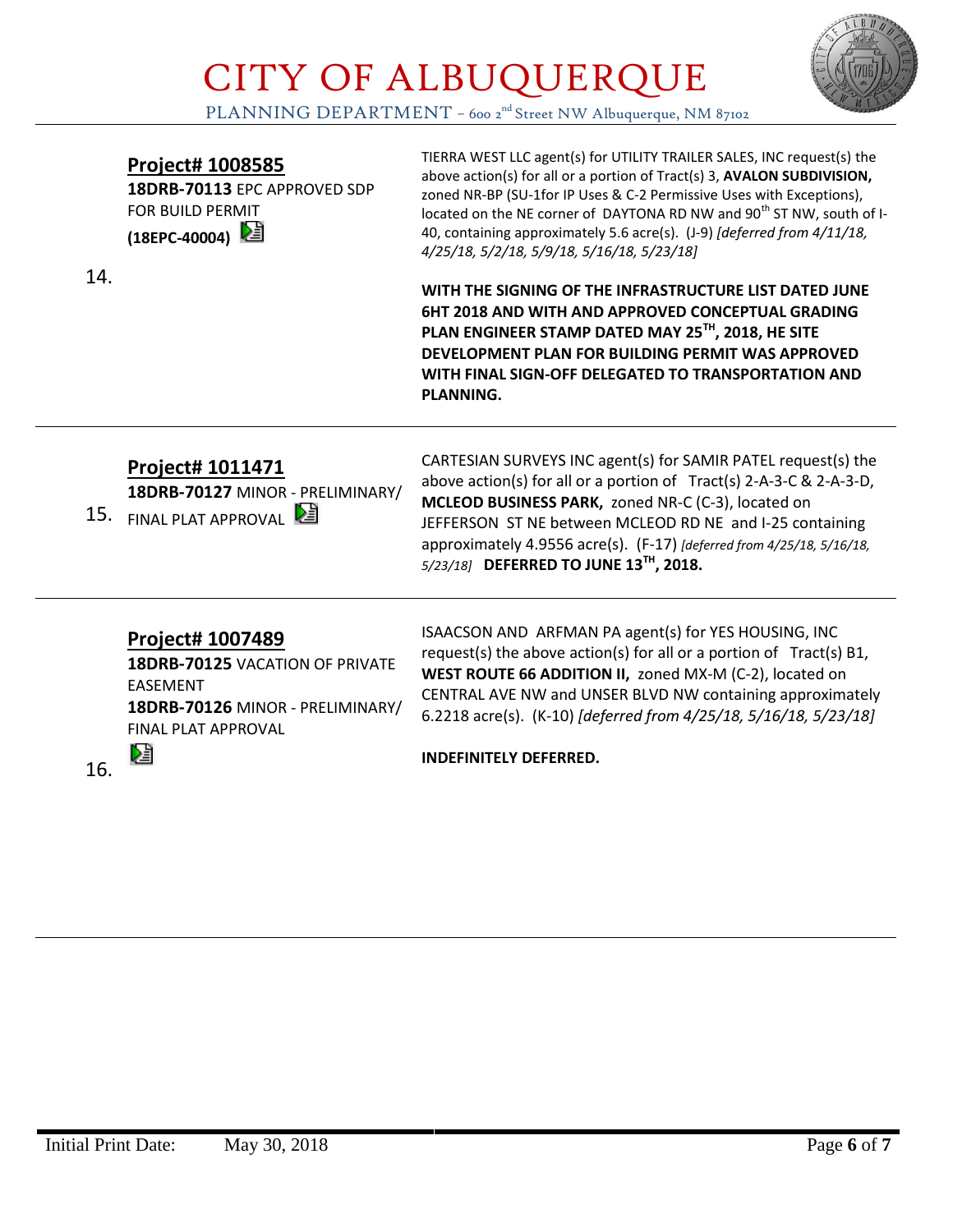14.

**Project# 1008585**

**18DRB-70113** EPC APPROVED SDP FOR BUILD PERMIT **(18EPC-40004)**

TIERRA WEST LLC agent(s) for UTILITY TRAILER SALES, INC request(s) the above action(s) for all or a portion of Tract(s) 3, **AVALON SUBDIVISION,** zoned NR-BP (SU-1for IP Uses & C-2 Permissive Uses with Exceptions), located on the NE corner of DAYTONA RD NW and 90th ST NW, south of I-40, containing approximately 5.6 acre(s). (J-9) *[deferred from 4/11/18, 4/25/18, 5/2/18, 5/9/18, 5/16/18, 5/23/18]*

**WITH THE SIGNING OF THE INFRASTRUCTURE LIST DATED JUNE 6HT 2018 AND WITH AND APPROVED CONCEPTUAL GRADING PLAN ENGINEER STAMP DATED MAY 25TH, 2018, HE SITE DEVELOPMENT PLAN FOR BUILDING PERMIT WAS APPROVED WITH FINAL SIGN-OFF DELEGATED TO TRANSPORTATION AND PLANNING.**

---

15.

**Project# 1011471**

**18DRB-70127** MINOR - PRELIMINARY/ FINAL PLAT APPROVAL

CARTESIAN SURVEYS INC agent(s) for SAMIR PATEL request(s) the above action(s) for all or a portion of Tract(s) 2-A-3-C & 2-A-3-D, **MCLEOD BUSINESS PARK,** zoned NR-C (C-3), located on JEFFERSON ST NE between MCLEOD RD NE and I-25 containing approximately 4.9556 acre(s). (F-17) *[deferred from 4/25/18, 5/16/18, 5/23/18]* **DEFERRED TO JUNE 13TH, 2018.**

---

16.

**Project# 1007489**

**18DRB-70125** VACATION OF PRIVATE EASEMENT

**18DRB-70126** MINOR - PRELIMINARY/ FINAL PLAT APPROVAL

ISAACSON AND ARFMAN PA agent(s) for YES HOUSING, INC request(s) the above action(s) for all or a portion of Tract(s) B1, **WEST ROUTE 66 ADDITION II,** zoned MX-M (C-2), located on CENTRAL AVE NW and UNSER BLVD NW containing approximately 6.2218 acre(s). (K-10) *[deferred from 4/25/18, 5/16/18, 5/23/18]*

**INDEFINITELY DEFERRED.**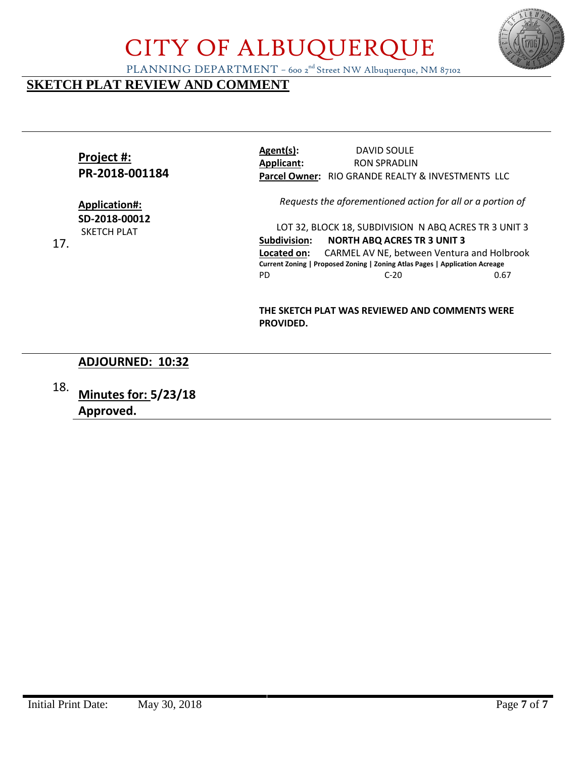# CITY OF ALBUQUERQUE

PLANNING DEPARTMENT – 600 2nd Street NW Albuquerque, NM 87102

## SKETCH PLAT REVIEW AND COMMENT

---

17.

**Project #:**
**PR-2018-001184**

**Application#:**
**SD-2018-00012**
SKETCH PLAT

**Agent(s):** DAVID SOULE
**Applicant:** RON SPRADLIN
**Parcel Owner:** RIO GRANDE REALTY & INVESTMENTS LLC

*Requests the aforementioned action for all or a portion of*

LOT 32, BLOCK 18, SUBDIVISION N ABQ ACRES TR 3 UNIT 3
**Subdivision: NORTH ABQ ACRES TR 3 UNIT 3**
**Located on:** CARMEL AV NE, between Ventura and Holbrook

| Current Zoning | Proposed Zoning | Zoning Atlas Pages | Application Acreage |
|---|---|---|---|
| PD | | C-20 | 0.67 |

**THE SKETCH PLAT WAS REVIEWED AND COMMENTS WERE PROVIDED.**

---

**ADJOURNED: 10:32**

18. **Minutes for: 5/23/18**
**Approved.**

Initial Print Date: May 30, 2018